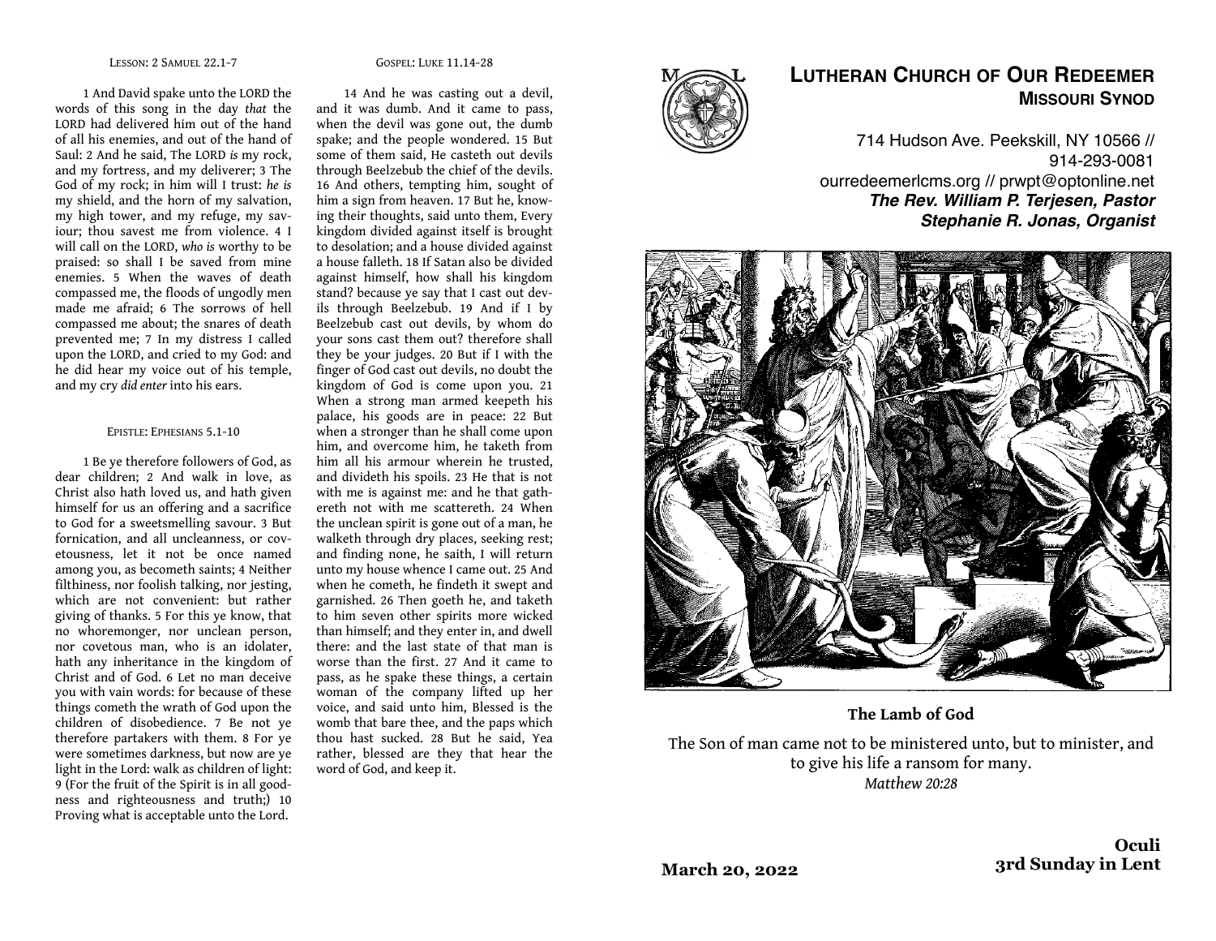LESSON: 2 SAMUEL 22.1-7

1 And David spake unto the LORD the words of this song in the day *that* the LORD had delivered him out of the hand of all his enemies, and out of the hand of Saul: 2 And he said, The LORD *is* my rock, and my fortress, and my deliverer; 3 The God of my rock; in him will I trust: *he is* my shield, and the horn of my salvation, my high tower, and my refuge, my saviour; thou savest me from violence. 4 I will call on the LORD, *who is* worthy to be praised: so shall I be saved from mine enemies. 5 When the waves of death compassed me, the floods of ungodly men made me afraid; 6 The sorrows of hell compassed me about; the snares of death prevented me; 7 In my distress I called upon the LORD, and cried to my God: and he did hear my voice out of his temple, and my cry *did enter* into his ears.

EPISTLE: EPHESIANS 5.1-10

1 Be ye therefore followers of God, as dear children; 2 And walk in love, as Christ also hath loved us, and hath given himself for us an offering and a sacrifice to God for a sweetsmelling savour. 3 But fornication, and all uncleanness, or covetousness, let it not be once named among you, as becometh saints; 4 Neither filthiness, nor foolish talking, nor jesting, which are not convenient: but rather giving of thanks. 5 For this ye know, that no whoremonger, nor unclean person, nor covetous man, who is an idolater, hath any inheritance in the kingdom of Christ and of God. 6 Let no man deceive you with vain words: for because of these things cometh the wrath of God upon the children of disobedience. 7 Be not ye therefore partakers with them. 8 For ye were sometimes darkness, but now are ye light in the Lord: walk as children of light: 9 (For the fruit of the Spirit is in all goodness and righteousness and truth;) 10 Proving what is acceptable unto the Lord.

GOSPEL: LUKE 11.14-28

14 And he was casting out a devil, and it was dumb. And it came to pass, when the devil was gone out, the dumb spake; and the people wondered. 15 But some of them said, He casteth out devils through Beelzebub the chief of the devils. 16 And others, tempting him, sought of him a sign from heaven. 17 But he, knowing their thoughts, said unto them, Every kingdom divided against itself is brought to desolation; and a house divided against a house falleth. 18 If Satan also be divided against himself, how shall his kingdom stand? because ye say that I cast out devils through Beelzebub. 19 And if I by Beelzebub cast out devils, by whom do your sons cast them out? therefore shall they be your judges. 20 But if I with the finger of God cast out devils, no doubt the kingdom of God is come upon you. 21 When a strong man armed keepeth his palace, his goods are in peace: 22 But when a stronger than he shall come upon him, and overcome him, he taketh from him all his armour wherein he trusted, and divideth his spoils. 23 He that is not with me is against me: and he that gathereth not with me scattereth. 24 When the unclean spirit is gone out of a man, he walketh through dry places, seeking rest; and finding none, he saith, I will return unto my house whence I came out. 25 And when he cometh, he findeth it swept and garnished. 26 Then goeth he, and taketh to him seven other spirits more wicked than himself; and they enter in, and dwell there: and the last state of that man is worse than the first. 27 And it came to pass, as he spake these things, a certain woman of the company lifted up her voice, and said unto him, Blessed is the womb that bare thee, and the paps which thou hast sucked. 28 But he said, Yea rather, blessed are they that hear the word of God, and keep it.

# LUTHERAN CHURCH OF OUR REDEEMER
## MISSOURI SYNOD

714 Hudson Ave. Peekskill, NY 10566 // 914-293-0081
ourredeemerlcms.org // prwpt@optonline.net
***The Rev. William P. Terjesen, Pastor***
***Stephanie R. Jonas, Organist***

**The Lamb of God**

The Son of man came not to be ministered unto, but to minister, and to give his life a ransom for many.
*Matthew 20:28*

**March 20, 2022**

**Oculi**
**3rd Sunday in Lent**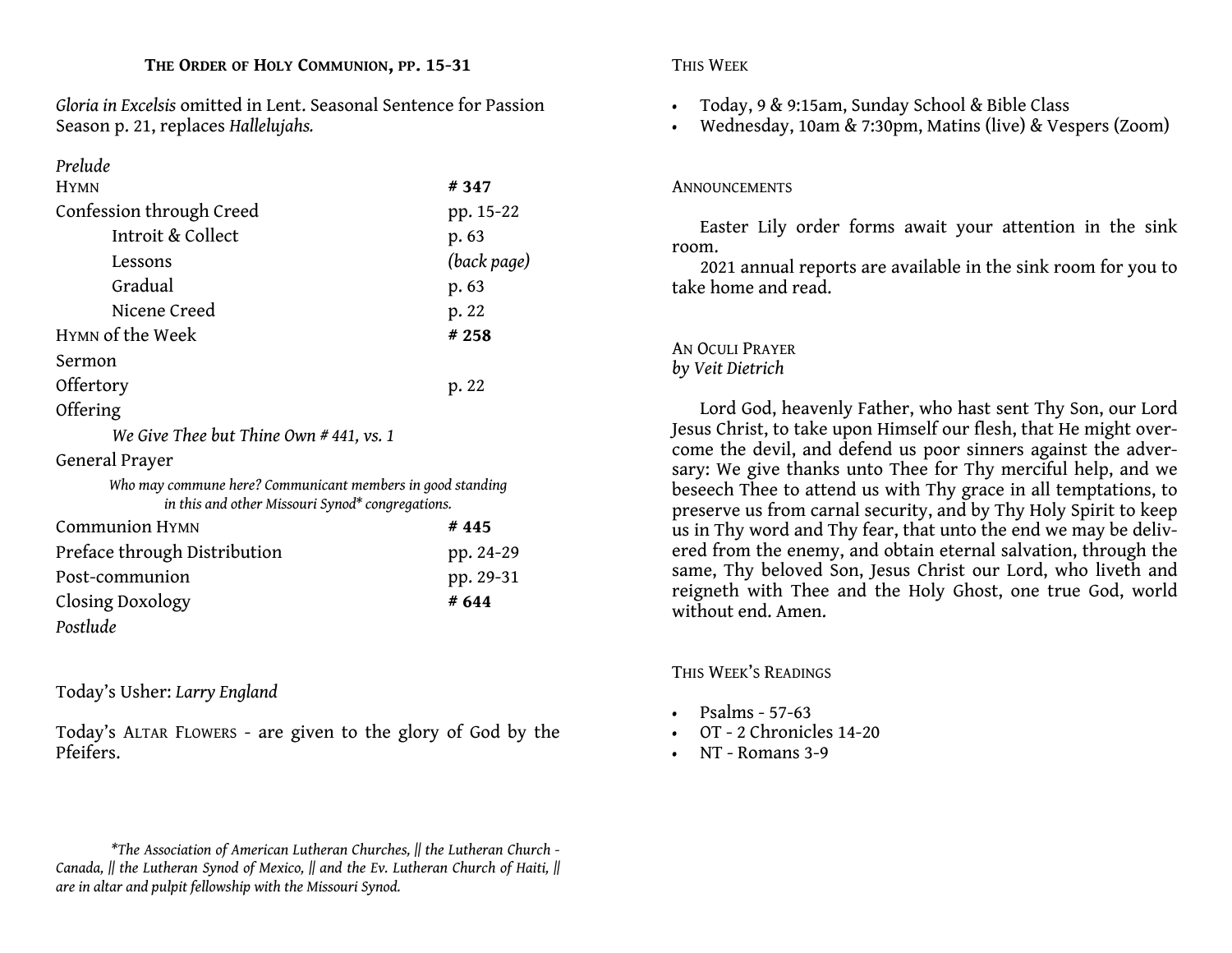## The Order of Holy Communion, pp. 15-31

*Gloria in Excelsis* omitted in Lent. Seasonal Sentence for Passion Season p. 21, replaces *Hallelujahs.*

| | |
|---|---|
| *Prelude* | |
| Hymn | **# 347** |
| Confession through Creed | pp. 15-22 |
| Introit & Collect | p. 63 |
| Lessons | *(back page)* |
| Gradual | p. 63 |
| Nicene Creed | p. 22 |
| Hymn of the Week | **# 258** |
| Sermon | |
| Offertory | p. 22 |
| Offering | |
| *We Give Thee but Thine Own # 441, vs. 1* | |
| General Prayer | |
| *Who may commune here? Communicant members in good standing in this and other Missouri Synod* congregations.* | |
| Communion Hymn | **# 445** |
| Preface through Distribution | pp. 24-29 |
| Post-communion | pp. 29-31 |
| Closing Doxology | **# 644** |
| *Postlude* | |

Today's Usher: *Larry England*

Today's Altar Flowers - are given to the glory of God by the Pfeifers.

*\*The Association of American Lutheran Churches, || the Lutheran Church - Canada, || the Lutheran Synod of Mexico, || and the Ev. Lutheran Church of Haiti, || are in altar and pulpit fellowship with the Missouri Synod.*

## This Week

- Today, 9 & 9:15am, Sunday School & Bible Class
- Wednesday, 10am & 7:30pm, Matins (live) & Vespers (Zoom)

## Announcements

Easter Lily order forms await your attention in the sink room.

2021 annual reports are available in the sink room for you to take home and read.

## An Oculi Prayer
*by Veit Dietrich*

Lord God, heavenly Father, who hast sent Thy Son, our Lord Jesus Christ, to take upon Himself our flesh, that He might overcome the devil, and defend us poor sinners against the adversary: We give thanks unto Thee for Thy merciful help, and we beseech Thee to attend us with Thy grace in all temptations, to preserve us from carnal security, and by Thy Holy Spirit to keep us in Thy word and Thy fear, that unto the end we may be delivered from the enemy, and obtain eternal salvation, through the same, Thy beloved Son, Jesus Christ our Lord, who liveth and reigneth with Thee and the Holy Ghost, one true God, world without end. Amen.

## This Week's Readings

- Psalms - 57-63
- OT - 2 Chronicles 14-20
- NT - Romans 3-9